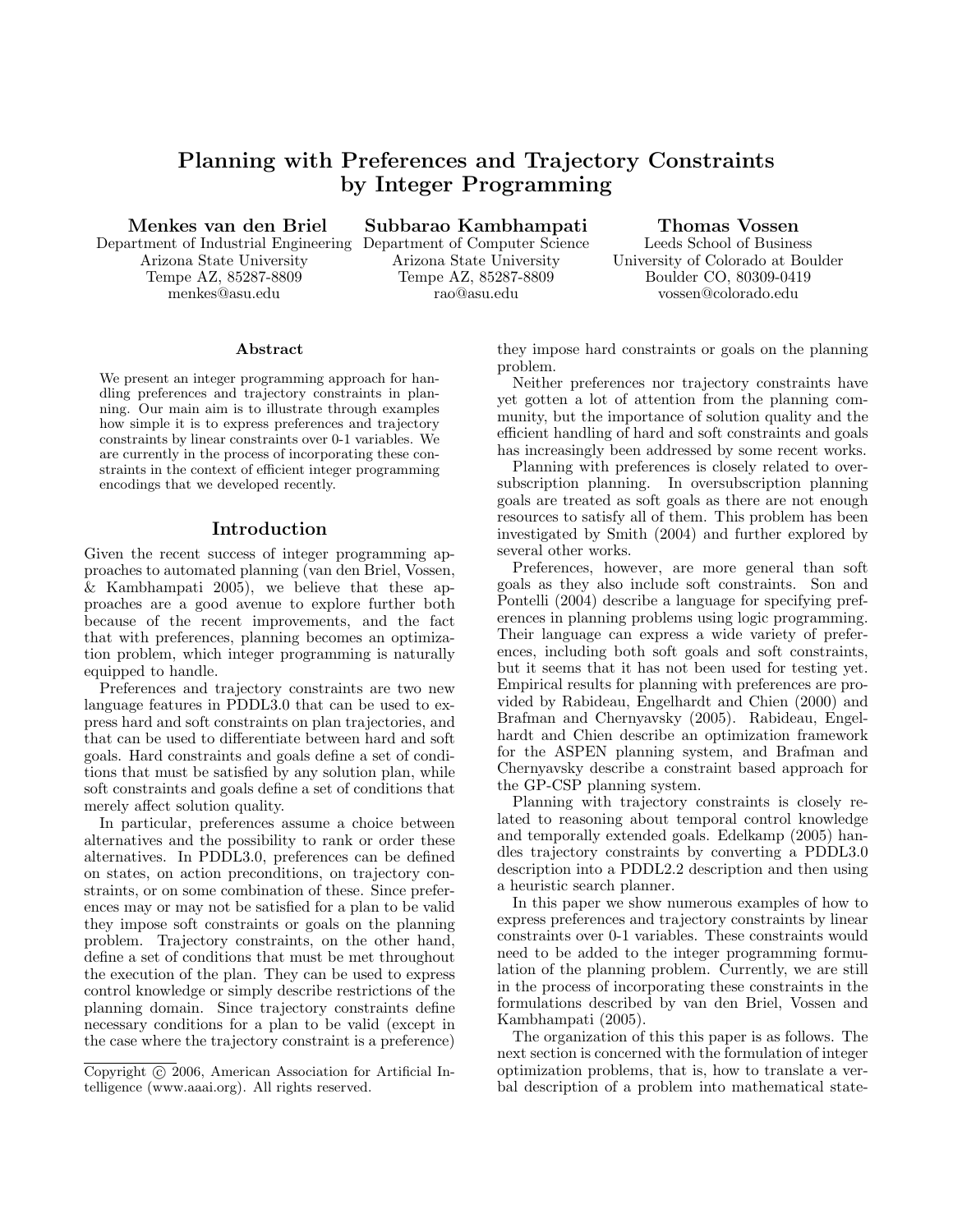# Planning with Preferences and Trajectory Constraints by Integer Programming

**Menkes van den Briel**
Department of Industrial Engineering
Arizona State University
Tempe AZ, 85287-8809
menkes@asu.edu

**Subbarao Kambhampati**
Department of Computer Science
Arizona State University
Tempe AZ, 85287-8809
rao@asu.edu

**Thomas Vossen**
Leeds School of Business
University of Colorado at Boulder
Boulder CO, 80309-0419
vossen@colorado.edu

## Abstract

We present an integer programming approach for handling preferences and trajectory constraints in planning. Our main aim is to illustrate through examples how simple it is to express preferences and trajectory constraints by linear constraints over 0-1 variables. We are currently in the process of incorporating these constraints in the context of efficient integer programming encodings that we developed recently.

## Introduction

Given the recent success of integer programming approaches to automated planning (van den Briel, Vossen, & Kambhampati 2005), we believe that these approaches are a good avenue to explore further both because of the recent improvements, and the fact that with preferences, planning becomes an optimization problem, which integer programming is naturally equipped to handle.

Preferences and trajectory constraints are two new language features in PDDL3.0 that can be used to express hard and soft constraints on plan trajectories, and that can be used to differentiate between hard and soft goals. Hard constraints and goals define a set of conditions that must be satisfied by any solution plan, while soft constraints and goals define a set of conditions that merely affect solution quality.

In particular, preferences assume a choice between alternatives and the possibility to rank or order these alternatives. In PDDL3.0, preferences can be defined on states, on action preconditions, on trajectory constraints, or on some combination of these. Since preferences may or may not be satisfied for a plan to be valid they impose soft constraints or goals on the planning problem. Trajectory constraints, on the other hand, define a set of conditions that must be met throughout the execution of the plan. They can be used to express control knowledge or simply describe restrictions of the planning domain. Since trajectory constraints define necessary conditions for a plan to be valid (except in the case where the trajectory constraint is a preference) they impose hard constraints or goals on the planning problem.

Neither preferences nor trajectory constraints have yet gotten a lot of attention from the planning community, but the importance of solution quality and the efficient handling of hard and soft constraints and goals has increasingly been addressed by some recent works.

Planning with preferences is closely related to oversubscription planning. In oversubscription planning goals are treated as soft goals as there are not enough resources to satisfy all of them. This problem has been investigated by Smith (2004) and further explored by several other works.

Preferences, however, are more general than soft goals as they also include soft constraints. Son and Pontelli (2004) describe a language for specifying preferences in planning problems using logic programming. Their language can express a wide variety of preferences, including both soft goals and soft constraints, but it seems that it has not been used for testing yet. Empirical results for planning with preferences are provided by Rabideau, Engelhardt and Chien (2000) and Brafman and Chernyavsky (2005). Rabideau, Engelhardt and Chien describe an optimization framework for the ASPEN planning system, and Brafman and Chernyavsky describe a constraint based approach for the GP-CSP planning system.

Planning with trajectory constraints is closely related to reasoning about temporal control knowledge and temporally extended goals. Edelkamp (2005) handles trajectory constraints by converting a PDDL3.0 description into a PDDL2.2 description and then using a heuristic search planner.

In this paper we show numerous examples of how to express preferences and trajectory constraints by linear constraints over 0-1 variables. These constraints would need to be added to the integer programming formulation of the planning problem. Currently, we are still in the process of incorporating these constraints in the formulations described by van den Briel, Vossen and Kambhampati (2005).

The organization of this this paper is as follows. The next section is concerned with the formulation of integer optimization problems, that is, how to translate a verbal description of a problem into mathematical state-

Copyright © 2006, American Association for Artificial Intelligence (www.aaai.org). All rights reserved.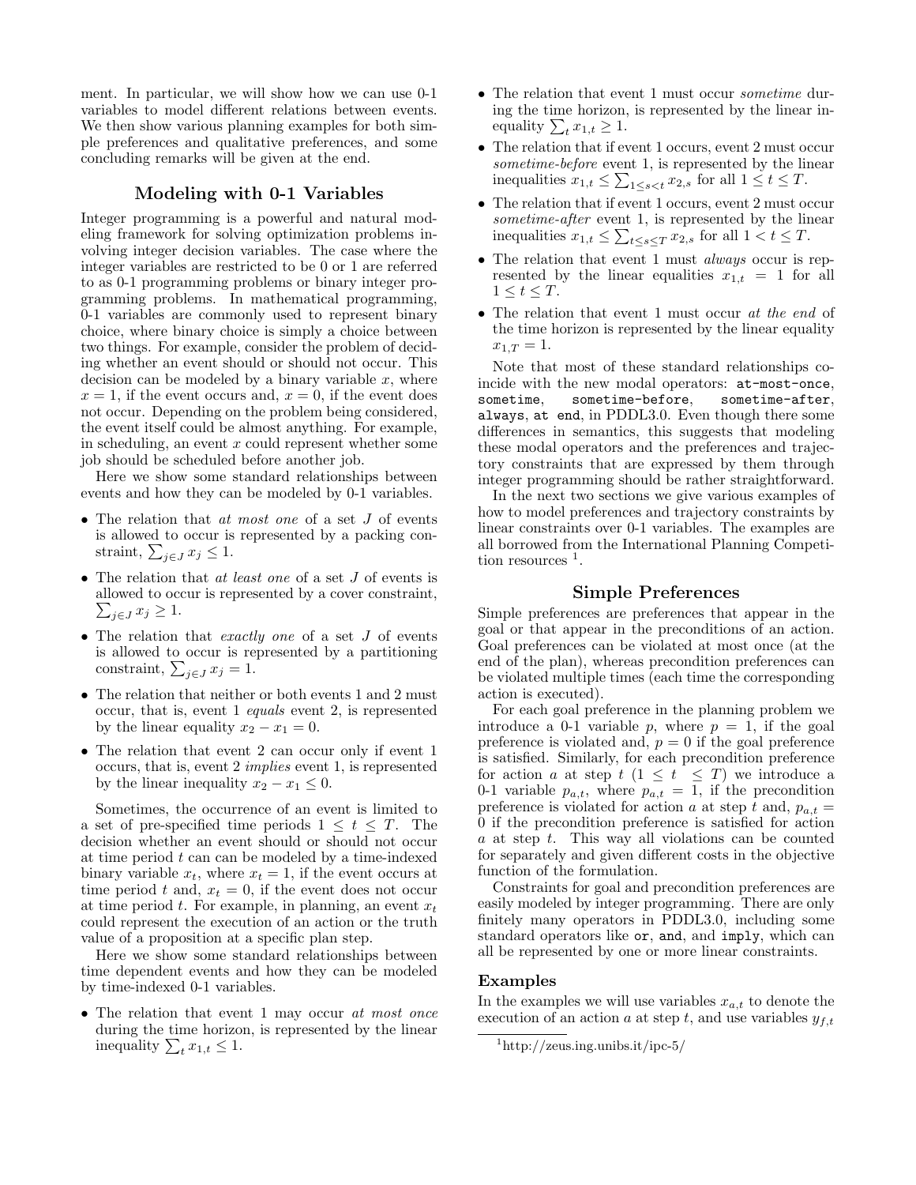ment. In particular, we will show how we can use 0-1 variables to model different relations between events. We then show various planning examples for both simple preferences and qualitative preferences, and some concluding remarks will be given at the end.

## Modeling with 0-1 Variables

Integer programming is a powerful and natural modeling framework for solving optimization problems involving integer decision variables. The case where the integer variables are restricted to be 0 or 1 are referred to as 0-1 programming problems or binary integer programming problems. In mathematical programming, 0-1 variables are commonly used to represent binary choice, where binary choice is simply a choice between two things. For example, consider the problem of deciding whether an event should or should not occur. This decision can be modeled by a binary variable $x$, where $x = 1$, if the event occurs and, $x = 0$, if the event does not occur. Depending on the problem being considered, the event itself could be almost anything. For example, in scheduling, an event $x$ could represent whether some job should be scheduled before another job.

Here we show some standard relationships between events and how they can be modeled by 0-1 variables.

- The relation that *at most one* of a set $J$ of events is allowed to occur is represented by a packing constraint, $\sum_{j \in J} x_j \leq 1$.
- The relation that *at least one* of a set $J$ of events is allowed to occur is represented by a cover constraint, $\sum_{j \in J} x_j \geq 1$.
- The relation that *exactly one* of a set $J$ of events is allowed to occur is represented by a partitioning constraint, $\sum_{j \in J} x_j = 1$.
- The relation that neither or both events 1 and 2 must occur, that is, event 1 *equals* event 2, is represented by the linear equality $x_2 - x_1 = 0$.
- The relation that event 2 can occur only if event 1 occurs, that is, event 2 *implies* event 1, is represented by the linear inequality $x_2 - x_1 \leq 0$.

Sometimes, the occurrence of an event is limited to a set of pre-specified time periods $1 \leq t \leq T$. The decision whether an event should or should not occur at time period $t$ can can be modeled by a time-indexed binary variable $x_t$, where $x_t = 1$, if the event occurs at time period $t$ and, $x_t = 0$, if the event does not occur at time period $t$. For example, in planning, an event $x_t$ could represent the execution of an action or the truth value of a proposition at a specific plan step.

Here we show some standard relationships between time dependent events and how they can be modeled by time-indexed 0-1 variables.

- The relation that event 1 may occur *at most once* during the time horizon, is represented by the linear inequality $\sum_t x_{1,t} \leq 1$.
- The relation that event 1 must occur *sometime* during the time horizon, is represented by the linear inequality $\sum_t x_{1,t} \geq 1$.
- The relation that if event 1 occurs, event 2 must occur *sometime-before* event 1, is represented by the linear inequalities $x_{1,t} \leq \sum_{1 \leq s < t} x_{2,s}$ for all $1 \leq t \leq T$.
- The relation that if event 1 occurs, event 2 must occur *sometime-after* event 1, is represented by the linear inequalities $x_{1,t} \leq \sum_{t \leq s \leq T} x_{2,s}$ for all $1 < t \leq T$.
- The relation that event 1 must *always* occur is represented by the linear equalities $x_{1,t} = 1$ for all $1 \leq t \leq T$.
- The relation that event 1 must occur *at the end* of the time horizon is represented by the linear equality $x_{1,T} = 1$.

Note that most of these standard relationships coincide with the new modal operators: `at-most-once`, `sometime`, `sometime-before`, `sometime-after`, `always`, `at end`, in PDDL3.0. Even though there some differences in semantics, this suggests that modeling these modal operators and the preferences and trajectory constraints that are expressed by them through integer programming should be rather straightforward.

In the next two sections we give various examples of how to model preferences and trajectory constraints by linear constraints over 0-1 variables. The examples are all borrowed from the International Planning Competition resources [1].

## Simple Preferences

Simple preferences are preferences that appear in the goal or that appear in the preconditions of an action. Goal preferences can be violated at most once (at the end of the plan), whereas precondition preferences can be violated multiple times (each time the corresponding action is executed).

For each goal preference in the planning problem we introduce a 0-1 variable $p$, where $p = 1$, if the goal preference is violated and, $p = 0$ if the goal preference is satisfied. Similarly, for each precondition preference for action $a$ at step $t$ ($1 \leq t \leq T$) we introduce a 0-1 variable $p_{a,t}$, where $p_{a,t} = 1$, if the precondition preference is violated for action $a$ at step $t$ and, $p_{a,t} = 0$ if the precondition preference is satisfied for action $a$ at step $t$. This way all violations can be counted for separately and given different costs in the objective function of the formulation.

Constraints for goal and precondition preferences are easily modeled by integer programming. There are only finitely many operators in PDDL3.0, including some standard operators like `or`, `and`, and `imply`, which can all be represented by one or more linear constraints.

### Examples

In the examples we will use variables $x_{a,t}$ to denote the execution of an action $a$ at step $t$, and use variables $y_{f,t}$

[1] http://zeus.ing.unibs.it/ipc-5/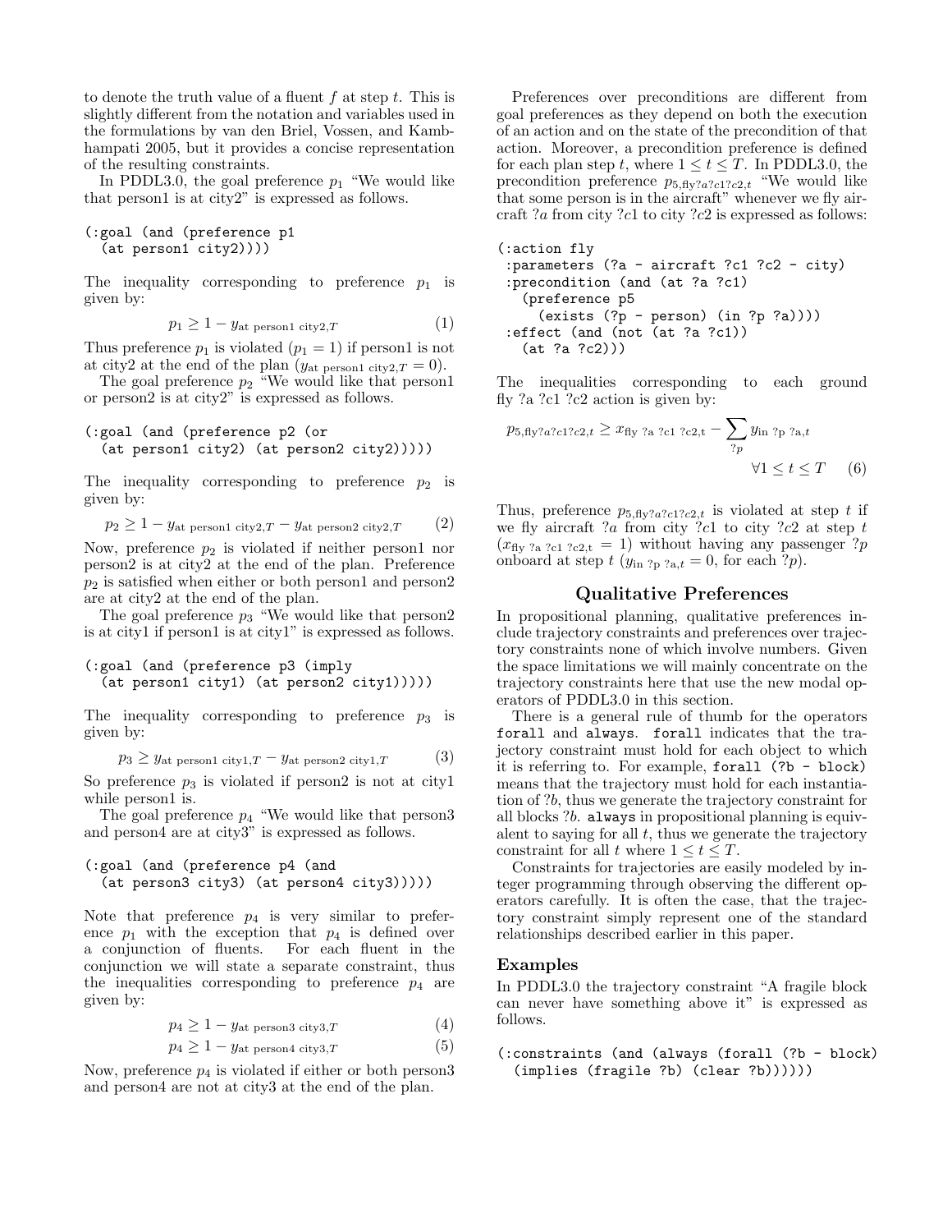to denote the truth value of a fluent $f$ at step $t$. This is slightly different from the notation and variables used in the formulations by van den Briel, Vossen, and Kambhampati 2005, but it provides a concise representation of the resulting constraints.

In PDDL3.0, the goal preference $p_1$ "We would like that person1 is at city2" is expressed as follows.

```
(:goal (and (preference p1
  (at person1 city2))))
```

The inequality corresponding to preference $p_1$ is given by:

$$p_1 \geq 1 - y_{\text{at person1 city2},T} \tag{1}$$

Thus preference $p_1$ is violated ($p_1 = 1$) if person1 is not at city2 at the end of the plan ($y_{\text{at person1 city2},T} = 0$).

The goal preference $p_2$ "We would like that person1 or person2 is at city2" is expressed as follows.

```
(:goal (and (preference p2 (or
  (at person1 city2) (at person2 city2)))))
```

The inequality corresponding to preference $p_2$ is given by:

$$p_2 \geq 1 - y_{\text{at person1 city2},T} - y_{\text{at person2 city2},T} \tag{2}$$

Now, preference $p_2$ is violated if neither person1 nor person2 is at city2 at the end of the plan. Preference $p_2$ is satisfied when either or both person1 and person2 are at city2 at the end of the plan.

The goal preference $p_3$ "We would like that person2 is at city1 if person1 is at city1" is expressed as follows.

```
(:goal (and (preference p3 (imply
  (at person1 city1) (at person2 city1)))))
```

The inequality corresponding to preference $p_3$ is given by:

$$p_3 \geq y_{\text{at person1 city1},T} - y_{\text{at person2 city1},T} \tag{3}$$

So preference $p_3$ is violated if person2 is not at city1 while person1 is.

The goal preference $p_4$ "We would like that person3 and person4 are at city3" is expressed as follows.

```
(:goal (and (preference p4 (and
  (at person3 city3) (at person4 city3)))))
```

Note that preference $p_4$ is very similar to preference $p_1$ with the exception that $p_4$ is defined over a conjunction of fluents. For each fluent in the conjunction we will state a separate constraint, thus the inequalities corresponding to preference $p_4$ are given by:

$$p_4 \geq 1 - y_{\text{at person3 city3},T} \tag{4}$$

$$p_4 \geq 1 - y_{\text{at person4 city3},T} \tag{5}$$

Now, preference $p_4$ is violated if either or both person3 and person4 are not at city3 at the end of the plan.

Preferences over preconditions are different from goal preferences as they depend on both the execution of an action and on the state of the precondition of that action. Moreover, a precondition preference is defined for each plan step $t$, where $1 \leq t \leq T$. In PDDL3.0, the precondition preference $p_{5,\text{fly}?a?c1?c2,t}$ "We would like that some person is in the aircraft" whenever we fly aircraft $?a$ from city $?c1$ to city $?c2$ is expressed as follows:

```
(:action fly
 :parameters (?a - aircraft ?c1 ?c2 - city)
 :precondition (and (at ?a ?c1)
   (preference p5
     (exists (?p - person) (in ?p ?a))))
 :effect (and (not (at ?a ?c1))
   (at ?a ?c2)))
```

The inequalities corresponding to each ground fly ?a ?c1 ?c2 action is given by:

$$p_{5,\text{fly}?a?c1?c2,t} \geq x_{\text{fly ?a ?c1 ?c2,t}} - \sum_{?p} y_{\text{in ?p ?a},t} \qquad \forall 1 \leq t \leq T \tag{6}$$

Thus, preference $p_{5,\text{fly}?a?c1?c2,t}$ is violated at step $t$ if we fly aircraft $?a$ from city $?c1$ to city $?c2$ at step $t$ ($x_{\text{fly ?a ?c1 ?c2,t}} = 1$) without having any passenger $?p$ onboard at step $t$ ($y_{\text{in ?p ?a},t} = 0$, for each $?p$).

## Qualitative Preferences

In propositional planning, qualitative preferences include trajectory constraints and preferences over trajectory constraints none of which involve numbers. Given the space limitations we will mainly concentrate on the trajectory constraints here that use the new modal operators of PDDL3.0 in this section.

There is a general rule of thumb for the operators `forall` and `always`. `forall` indicates that the trajectory constraint must hold for each object to which it is referring to. For example, `forall (?b - block)` means that the trajectory must hold for each instantiation of $?b$, thus we generate the trajectory constraint for all blocks $?b$. `always` in propositional planning is equivalent to saying for all $t$, thus we generate the trajectory constraint for all $t$ where $1 \leq t \leq T$.

Constraints for trajectories are easily modeled by integer programming through observing the different operators carefully. It is often the case, that the trajectory constraint simply represent one of the standard relationships described earlier in this paper.

### Examples

In PDDL3.0 the trajectory constraint "A fragile block can never have something above it" is expressed as follows.

```
(:constraints (and (always (forall (?b - block)
  (implies (fragile ?b) (clear ?b))))))
```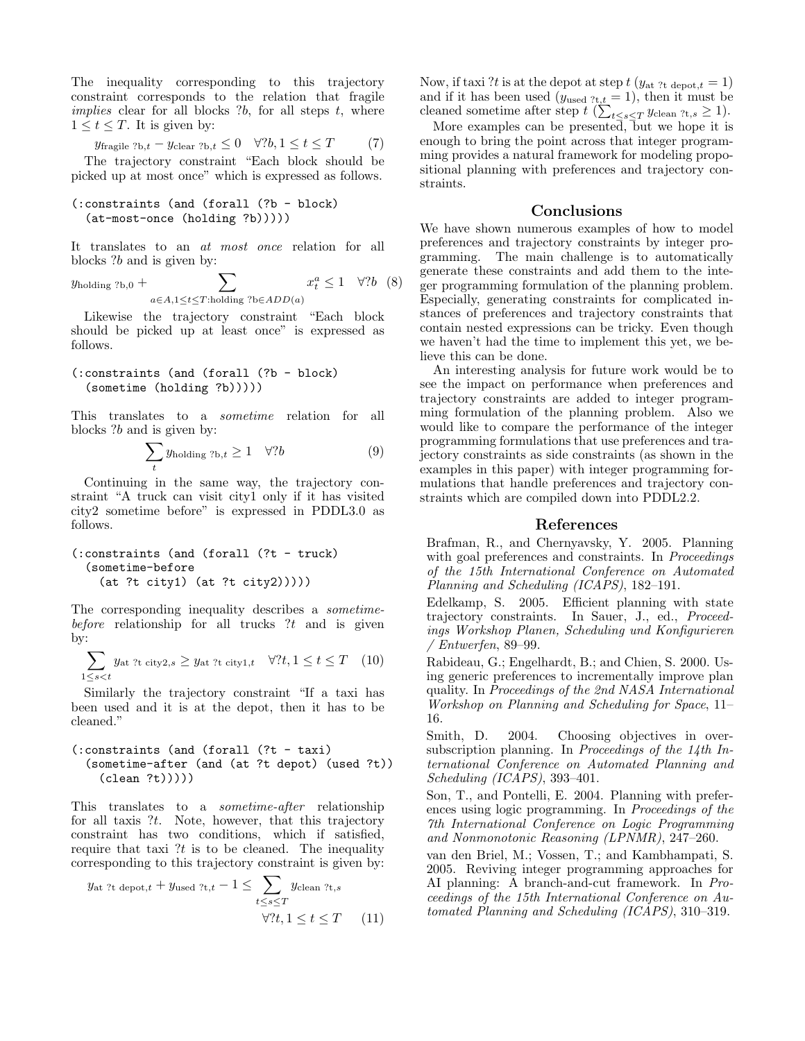The inequality corresponding to this trajectory constraint corresponds to the relation that fragile *implies* clear for all blocks ?$b$, for all steps $t$, where $1 \leq t \leq T$. It is given by:

$$y_{\text{fragile ?b},t} - y_{\text{clear ?b},t} \leq 0 \quad \forall ?b, 1 \leq t \leq T \tag{7}$$

The trajectory constraint "Each block should be picked up at most once" which is expressed as follows.

```
(:constraints (and (forall (?b - block)
  (at-most-once (holding ?b)))))
```

It translates to an *at most once* relation for all blocks ?$b$ and is given by:

$$y_{\text{holding ?b},0} + \sum_{a \in A, 1 \leq t \leq T: \text{holding ?b} \in ADD(a)} x_t^a \leq 1 \quad \forall ?b \tag{8}$$

Likewise the trajectory constraint "Each block should be picked up at least once" is expressed as follows.

```
(:constraints (and (forall (?b - block)
  (sometime (holding ?b)))))
```

This translates to a *sometime* relation for all blocks ?$b$ and is given by:

$$\sum_t y_{\text{holding ?b},t} \geq 1 \quad \forall ?b \tag{9}$$

Continuing in the same way, the trajectory constraint "A truck can visit city1 only if it has visited city2 sometime before" is expressed in PDDL3.0 as follows.

```
(:constraints (and (forall (?t - truck)
  (sometime-before
    (at ?t city1) (at ?t city2)))))
```

The corresponding inequality describes a *sometime-before* relationship for all trucks ?$t$ and is given by:

$$\sum_{1 \leq s < t} y_{\text{at ?t city2},s} \geq y_{\text{at ?t city1},t} \quad \forall ?t, 1 \leq t \leq T \tag{10}$$

Similarly the trajectory constraint "If a taxi has been used and it is at the depot, then it has to be cleaned."

```
(:constraints (and (forall (?t - taxi)
  (sometime-after (and (at ?t depot) (used ?t))
    (clean ?t)))))
```

This translates to a *sometime-after* relationship for all taxis ?$t$. Note, however, that this trajectory constraint has two conditions, which if satisfied, require that taxi ?$t$ is to be cleaned. The inequality corresponding to this trajectory constraint is given by:

$$y_{\text{at ?t depot},t} + y_{\text{used ?t},t} - 1 \leq \sum_{t \leq s \leq T} y_{\text{clean ?t},s} \quad \forall ?t, 1 \leq t \leq T \tag{11}$$

Now, if taxi ?$t$ is at the depot at step $t$ ($y_{\text{at ?t depot},t} = 1$) and if it has been used ($y_{\text{used ?t},t} = 1$), then it must be cleaned sometime after step $t$ ($\sum_{t \leq s \leq T} y_{\text{clean ?t},s} \geq 1$).

More examples can be presented, but we hope it is enough to bring the point across that integer programming provides a natural framework for modeling propositional planning with preferences and trajectory constraints.

## Conclusions

We have shown numerous examples of how to model preferences and trajectory constraints by integer programming. The main challenge is to automatically generate these constraints and add them to the integer programming formulation of the planning problem. Especially, generating constraints for complicated instances of preferences and trajectory constraints that contain nested expressions can be tricky. Even though we haven't had the time to implement this yet, we believe this can be done.

An interesting analysis for future work would be to see the impact on performance when preferences and trajectory constraints are added to integer programming formulation of the planning problem. Also we would like to compare the performance of the integer programming formulations that use preferences and trajectory constraints as side constraints (as shown in the examples in this paper) with integer programming formulations that handle preferences and trajectory constraints which are compiled down into PDDL2.2.

## References

Brafman, R., and Chernyavsky, Y. 2005. Planning with goal preferences and constraints. In *Proceedings of the 15th International Conference on Automated Planning and Scheduling (ICAPS)*, 182–191.

Edelkamp, S. 2005. Efficient planning with state trajectory constraints. In Sauer, J., ed., *Proceedings Workshop Planen, Scheduling und Konfigurieren / Entwerfen*, 89–99.

Rabideau, G.; Engelhardt, B.; and Chien, S. 2000. Using generic preferences to incrementally improve plan quality. In *Proceedings of the 2nd NASA International Workshop on Planning and Scheduling for Space*, 11–16.

Smith, D. 2004. Choosing objectives in over-subscription planning. In *Proceedings of the 14th International Conference on Automated Planning and Scheduling (ICAPS)*, 393–401.

Son, T., and Pontelli, E. 2004. Planning with preferences using logic programming. In *Proceedings of the 7th International Conference on Logic Programming and Nonmonotonic Reasoning (LPNMR)*, 247–260.

van den Briel, M.; Vossen, T.; and Kambhampati, S. 2005. Reviving integer programming approaches for AI planning: A branch-and-cut framework. In *Proceedings of the 15th International Conference on Automated Planning and Scheduling (ICAPS)*, 310–319.